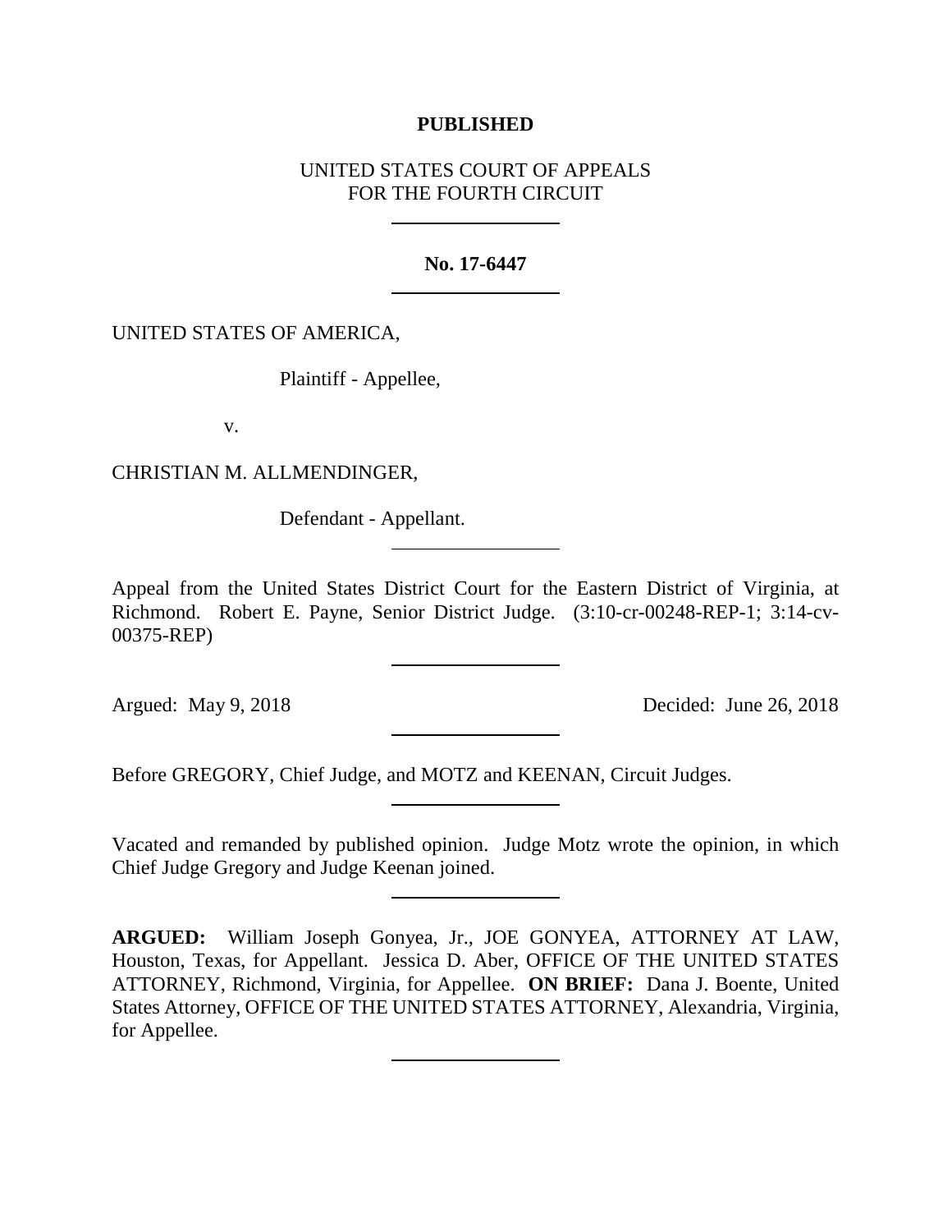**PUBLISHED**

UNITED STATES COURT OF APPEALS
FOR THE FOURTH CIRCUIT

---

**No. 17-6447**

---

UNITED STATES OF AMERICA,

Plaintiff - Appellee,

v.

CHRISTIAN M. ALLMENDINGER,

Defendant - Appellant.

---

Appeal from the United States District Court for the Eastern District of Virginia, at Richmond. Robert E. Payne, Senior District Judge. (3:10-cr-00248-REP-1; 3:14-cv-00375-REP)

---

Argued: May 9, 2018 Decided: June 26, 2018

---

Before GREGORY, Chief Judge, and MOTZ and KEENAN, Circuit Judges.

---

Vacated and remanded by published opinion. Judge Motz wrote the opinion, in which Chief Judge Gregory and Judge Keenan joined.

---

**ARGUED:** William Joseph Gonyea, Jr., JOE GONYEA, ATTORNEY AT LAW, Houston, Texas, for Appellant. Jessica D. Aber, OFFICE OF THE UNITED STATES ATTORNEY, Richmond, Virginia, for Appellee. **ON BRIEF:** Dana J. Boente, United States Attorney, OFFICE OF THE UNITED STATES ATTORNEY, Alexandria, Virginia, for Appellee.

---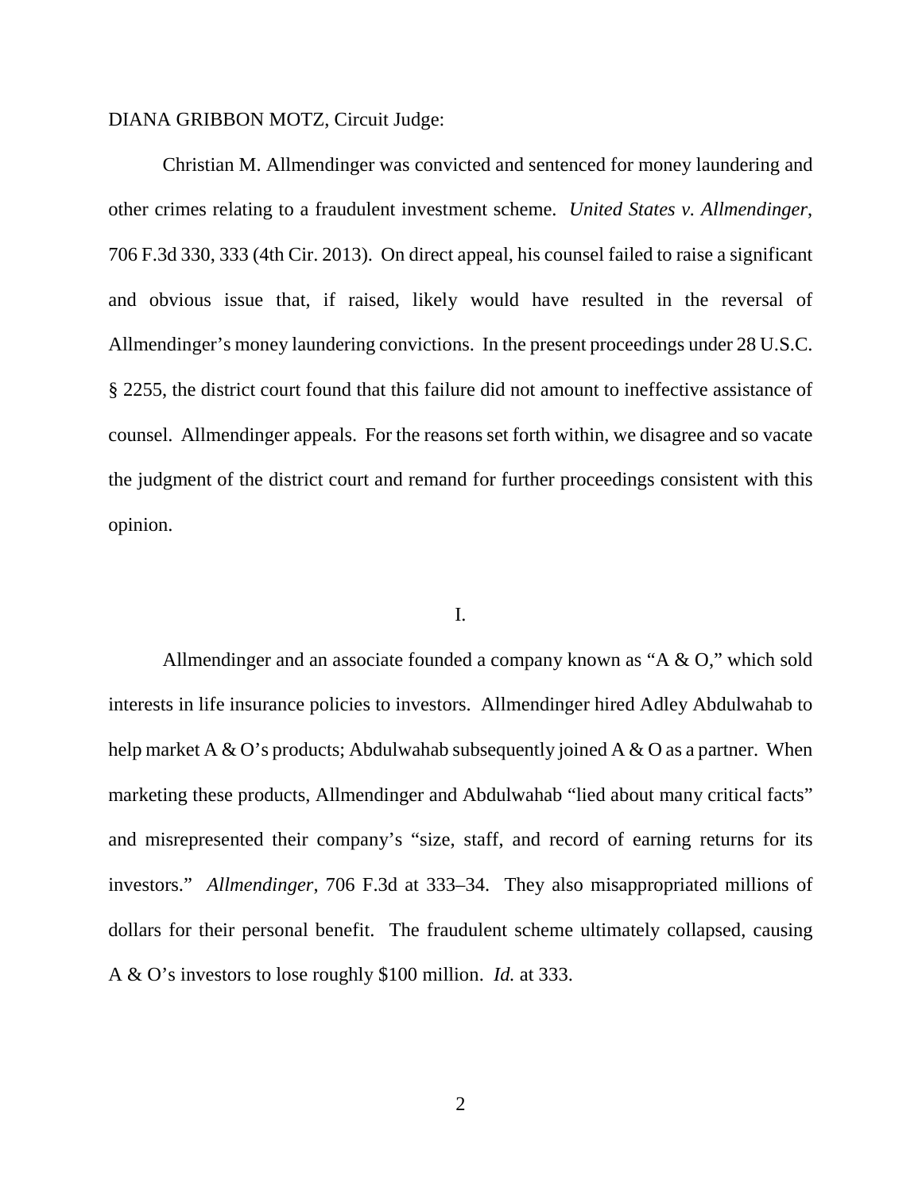DIANA GRIBBON MOTZ, Circuit Judge:

Christian M. Allmendinger was convicted and sentenced for money laundering and other crimes relating to a fraudulent investment scheme. *United States v. Allmendinger*, 706 F.3d 330, 333 (4th Cir. 2013). On direct appeal, his counsel failed to raise a significant and obvious issue that, if raised, likely would have resulted in the reversal of Allmendinger's money laundering convictions. In the present proceedings under 28 U.S.C. § 2255, the district court found that this failure did not amount to ineffective assistance of counsel. Allmendinger appeals. For the reasons set forth within, we disagree and so vacate the judgment of the district court and remand for further proceedings consistent with this opinion.

## I.

Allmendinger and an associate founded a company known as "A & O," which sold interests in life insurance policies to investors. Allmendinger hired Adley Abdulwahab to help market A & O's products; Abdulwahab subsequently joined A & O as a partner. When marketing these products, Allmendinger and Abdulwahab "lied about many critical facts" and misrepresented their company's "size, staff, and record of earning returns for its investors." *Allmendinger*, 706 F.3d at 333–34. They also misappropriated millions of dollars for their personal benefit. The fraudulent scheme ultimately collapsed, causing A & O's investors to lose roughly $100 million. *Id.* at 333.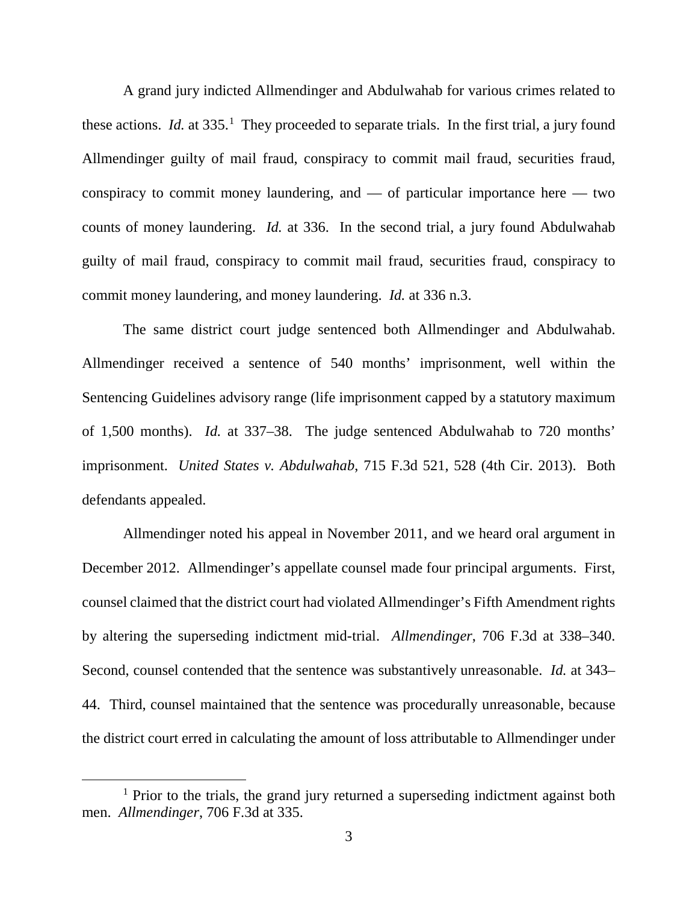A grand jury indicted Allmendinger and Abdulwahab for various crimes related to these actions. *Id.* at 335.[1] They proceeded to separate trials. In the first trial, a jury found Allmendinger guilty of mail fraud, conspiracy to commit mail fraud, securities fraud, conspiracy to commit money laundering, and — of particular importance here — two counts of money laundering. *Id.* at 336. In the second trial, a jury found Abdulwahab guilty of mail fraud, conspiracy to commit mail fraud, securities fraud, conspiracy to commit money laundering, and money laundering. *Id.* at 336 n.3.

The same district court judge sentenced both Allmendinger and Abdulwahab. Allmendinger received a sentence of 540 months' imprisonment, well within the Sentencing Guidelines advisory range (life imprisonment capped by a statutory maximum of 1,500 months). *Id.* at 337–38. The judge sentenced Abdulwahab to 720 months' imprisonment. *United States v. Abdulwahab*, 715 F.3d 521, 528 (4th Cir. 2013). Both defendants appealed.

Allmendinger noted his appeal in November 2011, and we heard oral argument in December 2012. Allmendinger's appellate counsel made four principal arguments. First, counsel claimed that the district court had violated Allmendinger's Fifth Amendment rights by altering the superseding indictment mid-trial. *Allmendinger*, 706 F.3d at 338–340. Second, counsel contended that the sentence was substantively unreasonable. *Id.* at 343–44. Third, counsel maintained that the sentence was procedurally unreasonable, because the district court erred in calculating the amount of loss attributable to Allmendinger under

[1] Prior to the trials, the grand jury returned a superseding indictment against both men. *Allmendinger*, 706 F.3d at 335.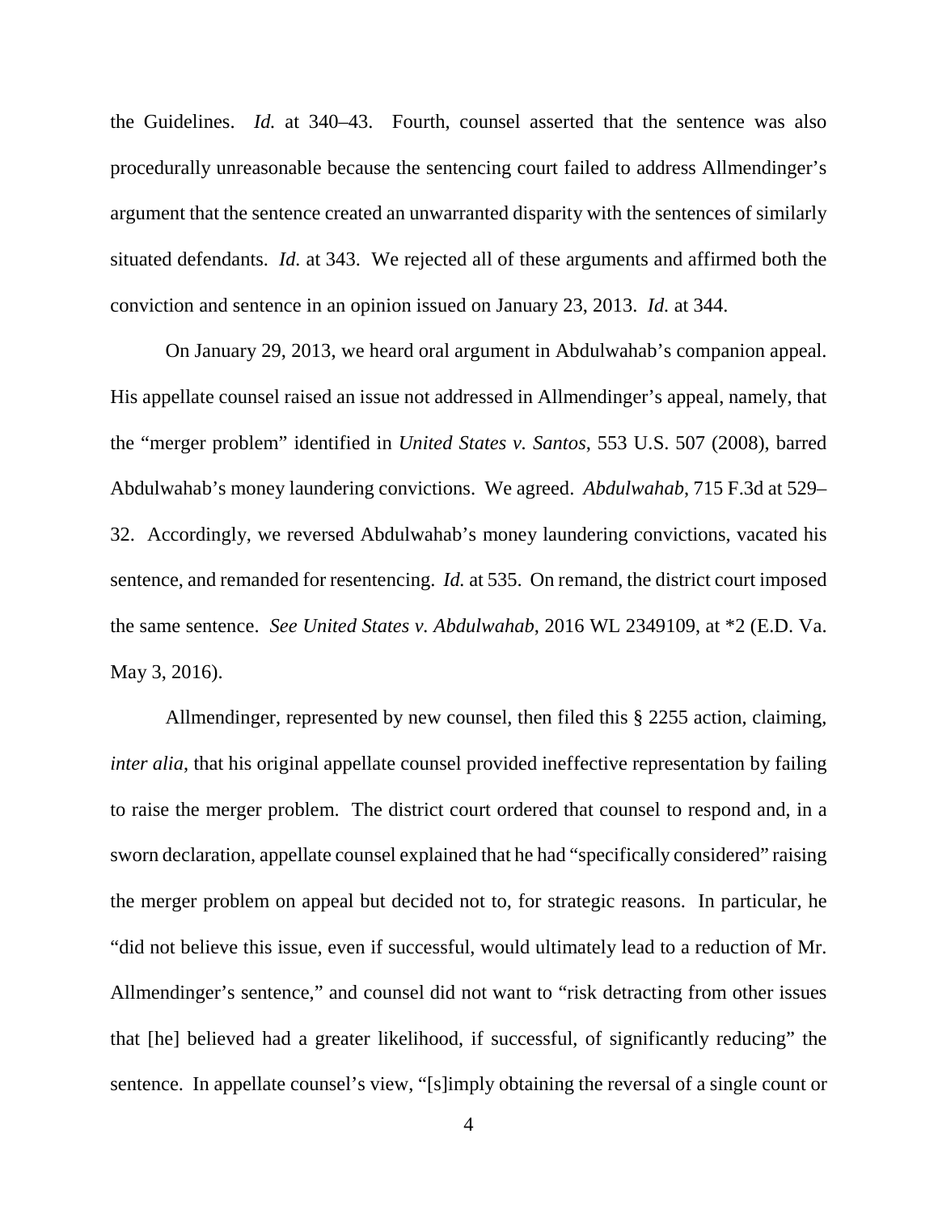the Guidelines. *Id.* at 340–43. Fourth, counsel asserted that the sentence was also procedurally unreasonable because the sentencing court failed to address Allmendinger's argument that the sentence created an unwarranted disparity with the sentences of similarly situated defendants. *Id.* at 343. We rejected all of these arguments and affirmed both the conviction and sentence in an opinion issued on January 23, 2013. *Id.* at 344.

On January 29, 2013, we heard oral argument in Abdulwahab's companion appeal. His appellate counsel raised an issue not addressed in Allmendinger's appeal, namely, that the "merger problem" identified in *United States v. Santos*, 553 U.S. 507 (2008), barred Abdulwahab's money laundering convictions. We agreed. *Abdulwahab*, 715 F.3d at 529–32. Accordingly, we reversed Abdulwahab's money laundering convictions, vacated his sentence, and remanded for resentencing. *Id.* at 535. On remand, the district court imposed the same sentence. *See United States v. Abdulwahab*, 2016 WL 2349109, at *2 (E.D. Va. May 3, 2016).

Allmendinger, represented by new counsel, then filed this § 2255 action, claiming, *inter alia*, that his original appellate counsel provided ineffective representation by failing to raise the merger problem. The district court ordered that counsel to respond and, in a sworn declaration, appellate counsel explained that he had "specifically considered" raising the merger problem on appeal but decided not to, for strategic reasons. In particular, he "did not believe this issue, even if successful, would ultimately lead to a reduction of Mr. Allmendinger's sentence," and counsel did not want to "risk detracting from other issues that [he] believed had a greater likelihood, if successful, of significantly reducing" the sentence. In appellate counsel's view, "[s]imply obtaining the reversal of a single count or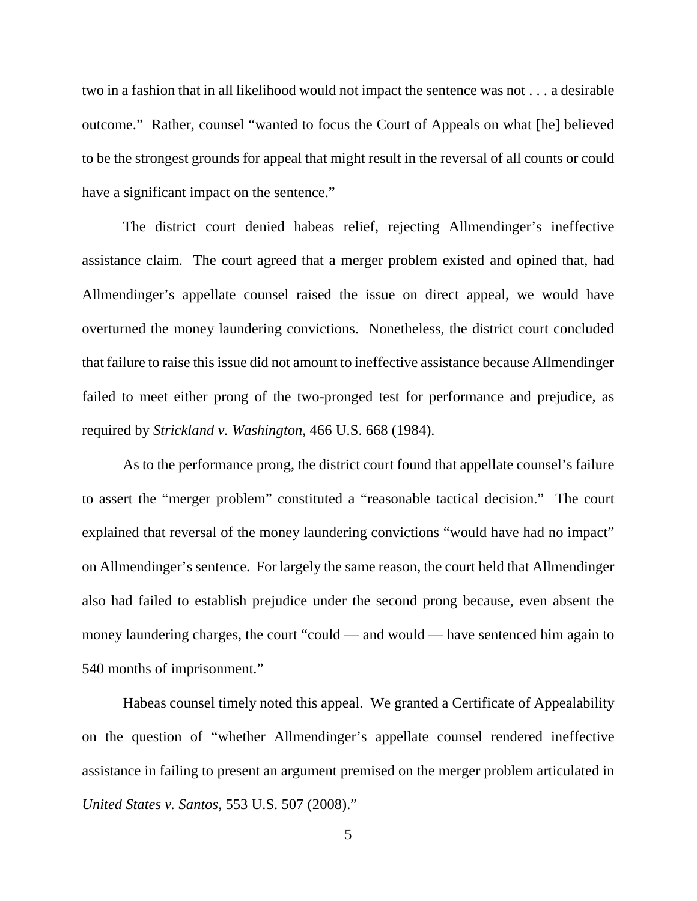two in a fashion that in all likelihood would not impact the sentence was not . . . a desirable outcome." Rather, counsel "wanted to focus the Court of Appeals on what [he] believed to be the strongest grounds for appeal that might result in the reversal of all counts or could have a significant impact on the sentence."

The district court denied habeas relief, rejecting Allmendinger's ineffective assistance claim. The court agreed that a merger problem existed and opined that, had Allmendinger's appellate counsel raised the issue on direct appeal, we would have overturned the money laundering convictions. Nonetheless, the district court concluded that failure to raise this issue did not amount to ineffective assistance because Allmendinger failed to meet either prong of the two-pronged test for performance and prejudice, as required by *Strickland v. Washington*, 466 U.S. 668 (1984).

As to the performance prong, the district court found that appellate counsel's failure to assert the "merger problem" constituted a "reasonable tactical decision." The court explained that reversal of the money laundering convictions "would have had no impact" on Allmendinger's sentence. For largely the same reason, the court held that Allmendinger also had failed to establish prejudice under the second prong because, even absent the money laundering charges, the court "could — and would — have sentenced him again to 540 months of imprisonment."

Habeas counsel timely noted this appeal. We granted a Certificate of Appealability on the question of "whether Allmendinger's appellate counsel rendered ineffective assistance in failing to present an argument premised on the merger problem articulated in *United States v. Santos*, 553 U.S. 507 (2008)."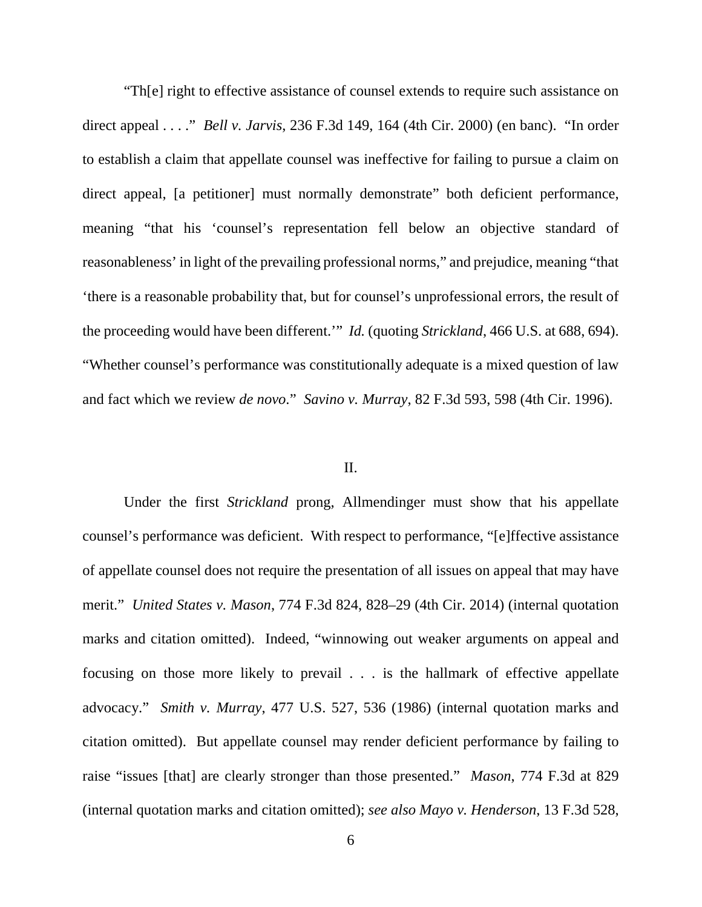"Th[e] right to effective assistance of counsel extends to require such assistance on direct appeal . . . ." *Bell v. Jarvis*, 236 F.3d 149, 164 (4th Cir. 2000) (en banc). "In order to establish a claim that appellate counsel was ineffective for failing to pursue a claim on direct appeal, [a petitioner] must normally demonstrate" both deficient performance, meaning "that his 'counsel's representation fell below an objective standard of reasonableness' in light of the prevailing professional norms," and prejudice, meaning "that 'there is a reasonable probability that, but for counsel's unprofessional errors, the result of the proceeding would have been different.'" *Id.* (quoting *Strickland*, 466 U.S. at 688, 694). "Whether counsel's performance was constitutionally adequate is a mixed question of law and fact which we review *de novo*." *Savino v. Murray*, 82 F.3d 593, 598 (4th Cir. 1996).

## II.

Under the first *Strickland* prong, Allmendinger must show that his appellate counsel's performance was deficient. With respect to performance, "[e]ffective assistance of appellate counsel does not require the presentation of all issues on appeal that may have merit." *United States v. Mason*, 774 F.3d 824, 828–29 (4th Cir. 2014) (internal quotation marks and citation omitted). Indeed, "winnowing out weaker arguments on appeal and focusing on those more likely to prevail . . . is the hallmark of effective appellate advocacy." *Smith v. Murray*, 477 U.S. 527, 536 (1986) (internal quotation marks and citation omitted). But appellate counsel may render deficient performance by failing to raise "issues [that] are clearly stronger than those presented." *Mason*, 774 F.3d at 829 (internal quotation marks and citation omitted); *see also Mayo v. Henderson*, 13 F.3d 528,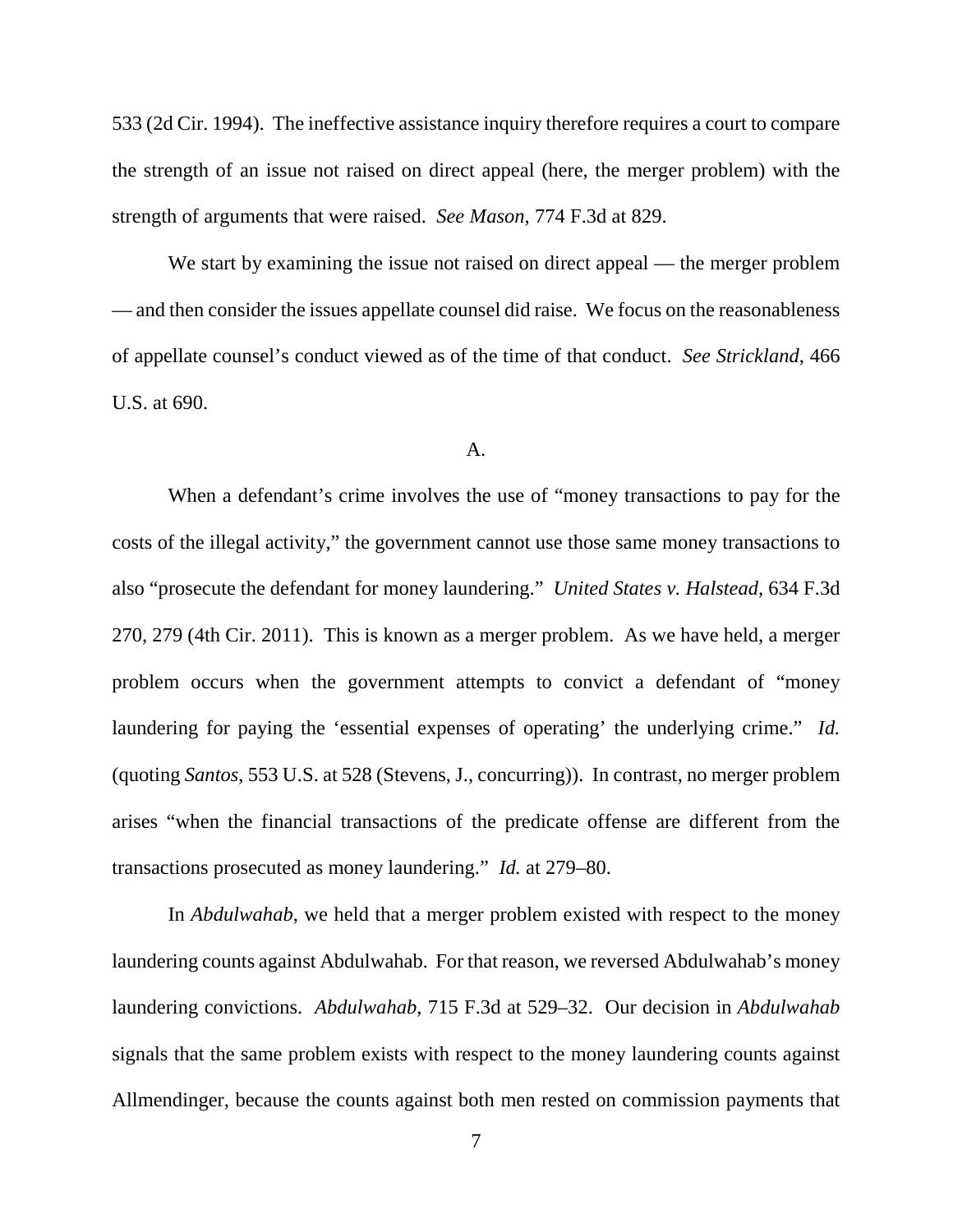533 (2d Cir. 1994). The ineffective assistance inquiry therefore requires a court to compare the strength of an issue not raised on direct appeal (here, the merger problem) with the strength of arguments that were raised. *See Mason*, 774 F.3d at 829.

We start by examining the issue not raised on direct appeal — the merger problem — and then consider the issues appellate counsel did raise. We focus on the reasonableness of appellate counsel's conduct viewed as of the time of that conduct. *See Strickland*, 466 U.S. at 690.

A.

When a defendant's crime involves the use of "money transactions to pay for the costs of the illegal activity," the government cannot use those same money transactions to also "prosecute the defendant for money laundering." *United States v. Halstead*, 634 F.3d 270, 279 (4th Cir. 2011). This is known as a merger problem. As we have held, a merger problem occurs when the government attempts to convict a defendant of "money laundering for paying the 'essential expenses of operating' the underlying crime." *Id.* (quoting *Santos*, 553 U.S. at 528 (Stevens, J., concurring)). In contrast, no merger problem arises "when the financial transactions of the predicate offense are different from the transactions prosecuted as money laundering." *Id.* at 279–80.

In *Abdulwahab*, we held that a merger problem existed with respect to the money laundering counts against Abdulwahab. For that reason, we reversed Abdulwahab's money laundering convictions. *Abdulwahab*, 715 F.3d at 529–32. Our decision in *Abdulwahab* signals that the same problem exists with respect to the money laundering counts against Allmendinger, because the counts against both men rested on commission payments that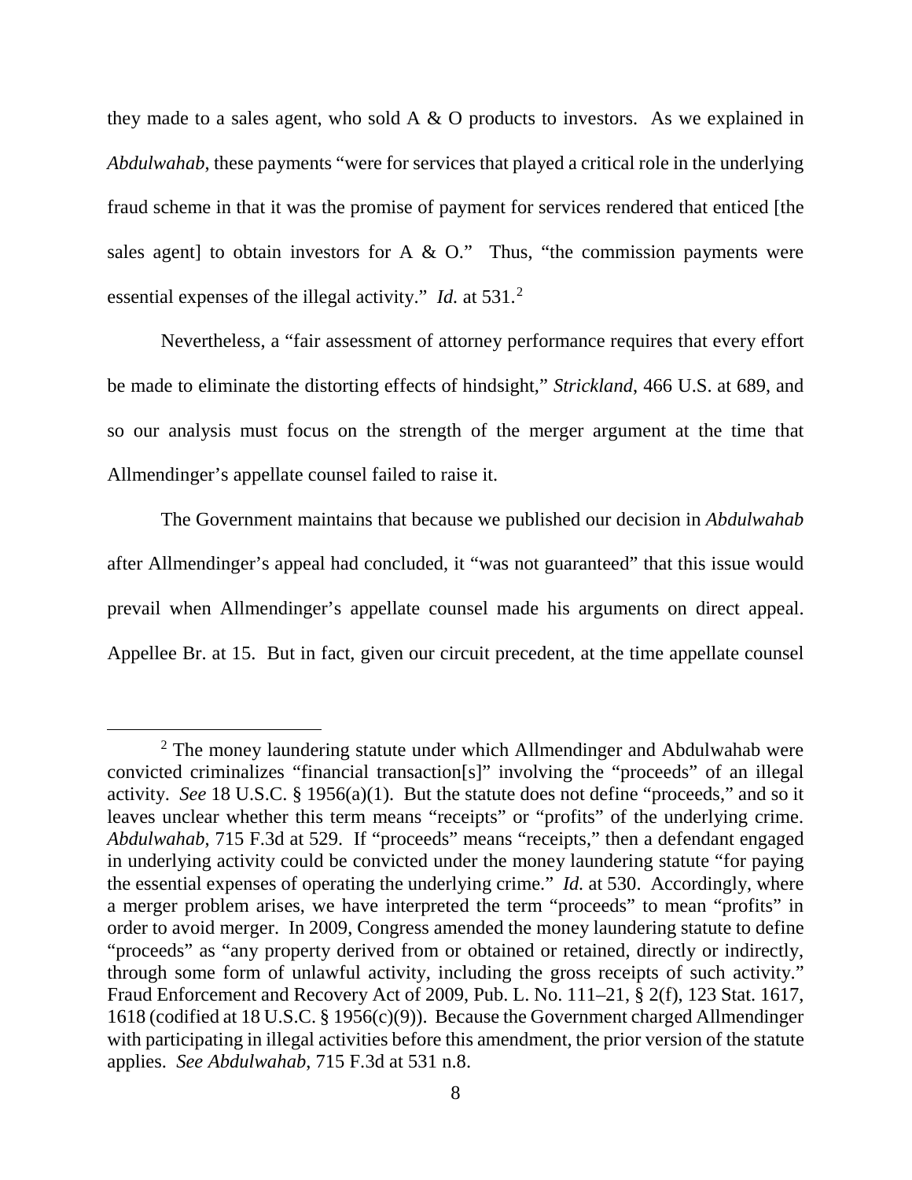they made to a sales agent, who sold A & O products to investors. As we explained in *Abdulwahab*, these payments "were for services that played a critical role in the underlying fraud scheme in that it was the promise of payment for services rendered that enticed [the sales agent] to obtain investors for A & O." Thus, "the commission payments were essential expenses of the illegal activity." *Id.* at 531.[2]

Nevertheless, a "fair assessment of attorney performance requires that every effort be made to eliminate the distorting effects of hindsight," *Strickland*, 466 U.S. at 689, and so our analysis must focus on the strength of the merger argument at the time that Allmendinger's appellate counsel failed to raise it.

The Government maintains that because we published our decision in *Abdulwahab* after Allmendinger's appeal had concluded, it "was not guaranteed" that this issue would prevail when Allmendinger's appellate counsel made his arguments on direct appeal. Appellee Br. at 15. But in fact, given our circuit precedent, at the time appellate counsel

---

[2] The money laundering statute under which Allmendinger and Abdulwahab were convicted criminalizes "financial transaction[s]" involving the "proceeds" of an illegal activity. *See* 18 U.S.C. § 1956(a)(1). But the statute does not define "proceeds," and so it leaves unclear whether this term means "receipts" or "profits" of the underlying crime. *Abdulwahab*, 715 F.3d at 529. If "proceeds" means "receipts," then a defendant engaged in underlying activity could be convicted under the money laundering statute "for paying the essential expenses of operating the underlying crime." *Id.* at 530. Accordingly, where a merger problem arises, we have interpreted the term "proceeds" to mean "profits" in order to avoid merger. In 2009, Congress amended the money laundering statute to define "proceeds" as "any property derived from or obtained or retained, directly or indirectly, through some form of unlawful activity, including the gross receipts of such activity." Fraud Enforcement and Recovery Act of 2009, Pub. L. No. 111–21, § 2(f), 123 Stat. 1617, 1618 (codified at 18 U.S.C. § 1956(c)(9)). Because the Government charged Allmendinger with participating in illegal activities before this amendment, the prior version of the statute applies. *See Abdulwahab*, 715 F.3d at 531 n.8.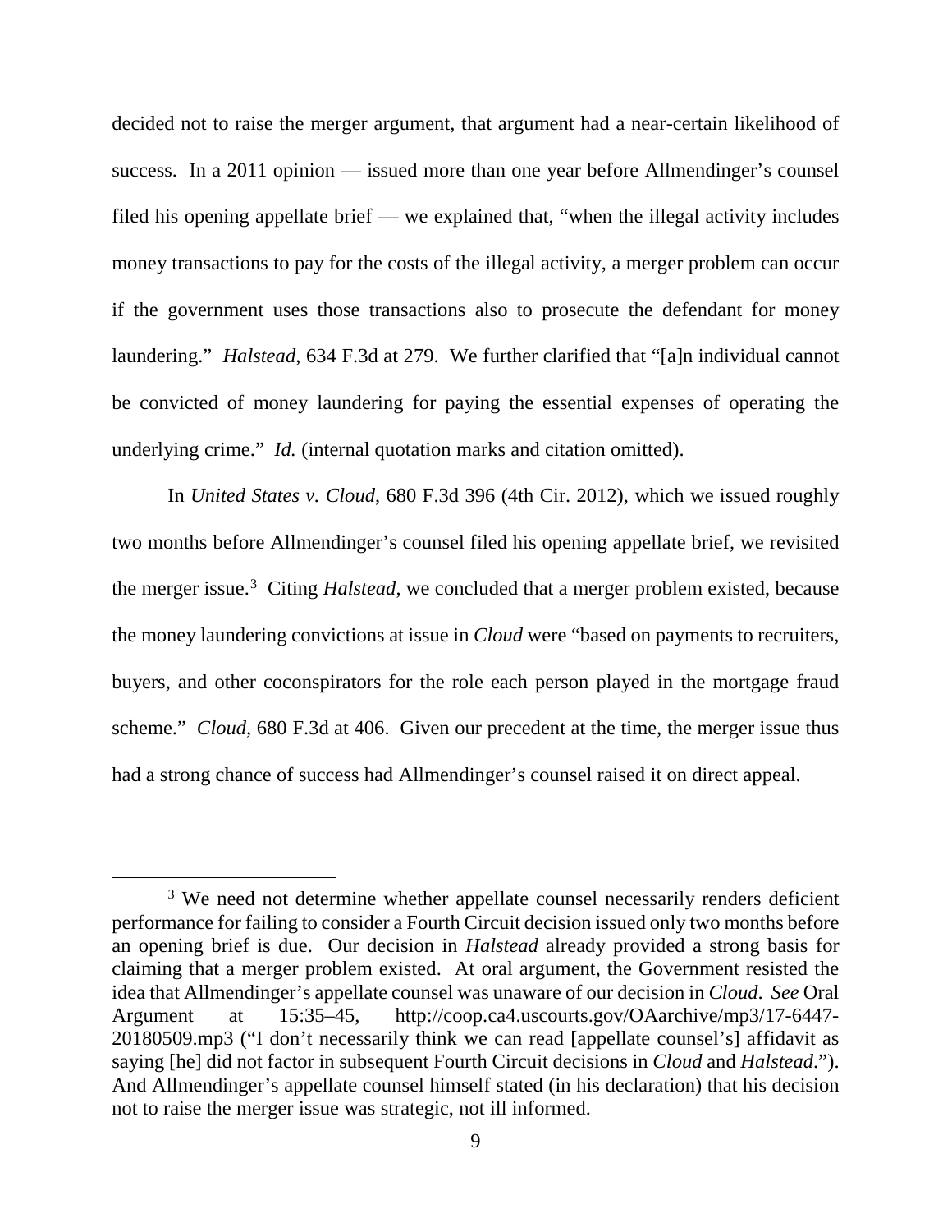decided not to raise the merger argument, that argument had a near-certain likelihood of success. In a 2011 opinion — issued more than one year before Allmendinger's counsel filed his opening appellate brief — we explained that, "when the illegal activity includes money transactions to pay for the costs of the illegal activity, a merger problem can occur if the government uses those transactions also to prosecute the defendant for money laundering." *Halstead*, 634 F.3d at 279. We further clarified that "[a]n individual cannot be convicted of money laundering for paying the essential expenses of operating the underlying crime." *Id.* (internal quotation marks and citation omitted).

In *United States v. Cloud*, 680 F.3d 396 (4th Cir. 2012), which we issued roughly two months before Allmendinger's counsel filed his opening appellate brief, we revisited the merger issue.[3] Citing *Halstead*, we concluded that a merger problem existed, because the money laundering convictions at issue in *Cloud* were "based on payments to recruiters, buyers, and other coconspirators for the role each person played in the mortgage fraud scheme." *Cloud*, 680 F.3d at 406. Given our precedent at the time, the merger issue thus had a strong chance of success had Allmendinger's counsel raised it on direct appeal.

[3] We need not determine whether appellate counsel necessarily renders deficient performance for failing to consider a Fourth Circuit decision issued only two months before an opening brief is due. Our decision in *Halstead* already provided a strong basis for claiming that a merger problem existed. At oral argument, the Government resisted the idea that Allmendinger's appellate counsel was unaware of our decision in *Cloud*. *See* Oral Argument at 15:35–45, http://coop.ca4.uscourts.gov/OAarchive/mp3/17-6447-20180509.mp3 ("I don't necessarily think we can read [appellate counsel's] affidavit as saying [he] did not factor in subsequent Fourth Circuit decisions in *Cloud* and *Halstead*."). And Allmendinger's appellate counsel himself stated (in his declaration) that his decision not to raise the merger issue was strategic, not ill informed.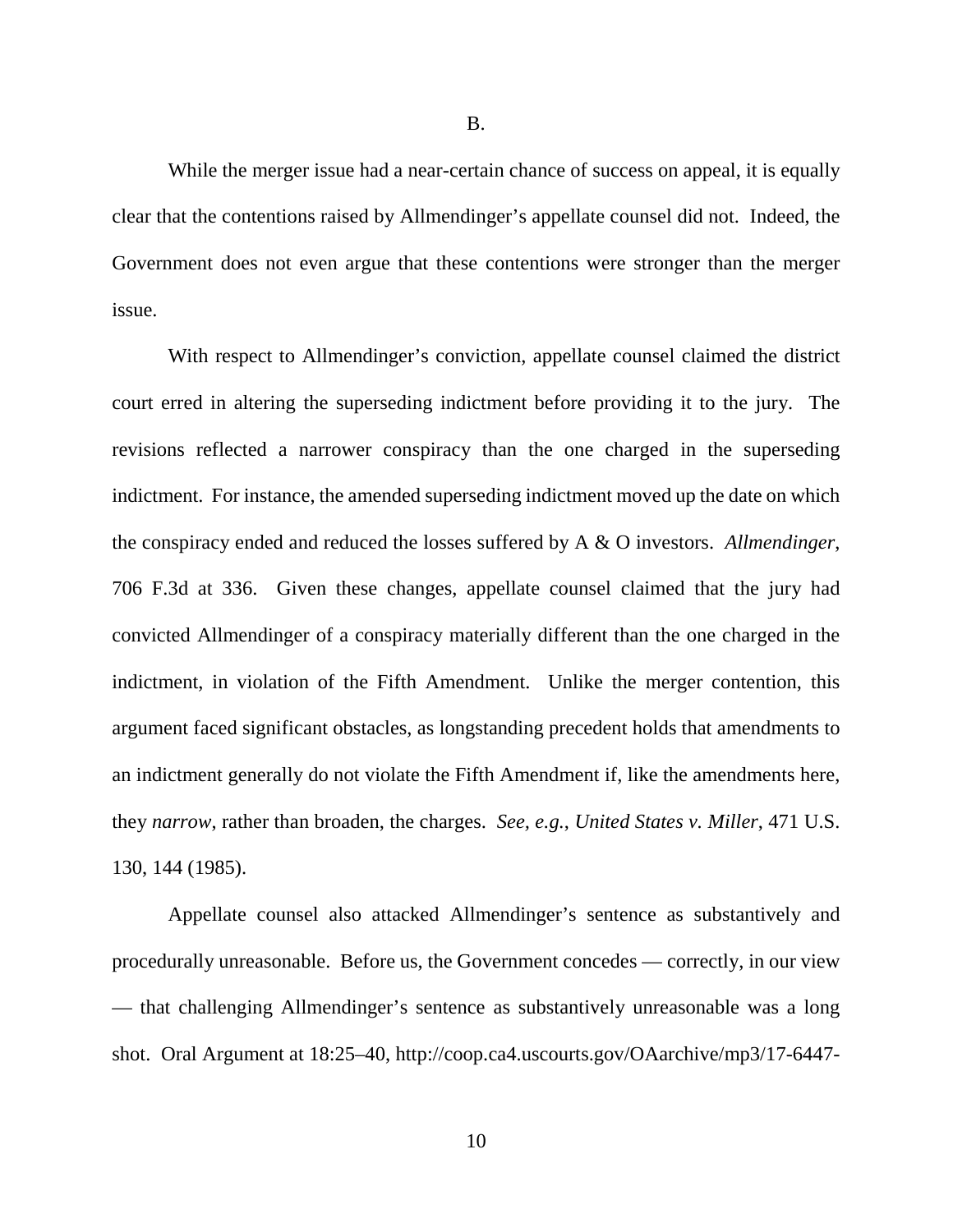B.

While the merger issue had a near-certain chance of success on appeal, it is equally clear that the contentions raised by Allmendinger's appellate counsel did not. Indeed, the Government does not even argue that these contentions were stronger than the merger issue.

With respect to Allmendinger's conviction, appellate counsel claimed the district court erred in altering the superseding indictment before providing it to the jury. The revisions reflected a narrower conspiracy than the one charged in the superseding indictment. For instance, the amended superseding indictment moved up the date on which the conspiracy ended and reduced the losses suffered by A & O investors. *Allmendinger*, 706 F.3d at 336. Given these changes, appellate counsel claimed that the jury had convicted Allmendinger of a conspiracy materially different than the one charged in the indictment, in violation of the Fifth Amendment. Unlike the merger contention, this argument faced significant obstacles, as longstanding precedent holds that amendments to an indictment generally do not violate the Fifth Amendment if, like the amendments here, they *narrow*, rather than broaden, the charges. *See, e.g.*, *United States v. Miller*, 471 U.S. 130, 144 (1985).

Appellate counsel also attacked Allmendinger's sentence as substantively and procedurally unreasonable. Before us, the Government concedes — correctly, in our view — that challenging Allmendinger's sentence as substantively unreasonable was a long shot. Oral Argument at 18:25–40, http://coop.ca4.uscourts.gov/OAarchive/mp3/17-6447-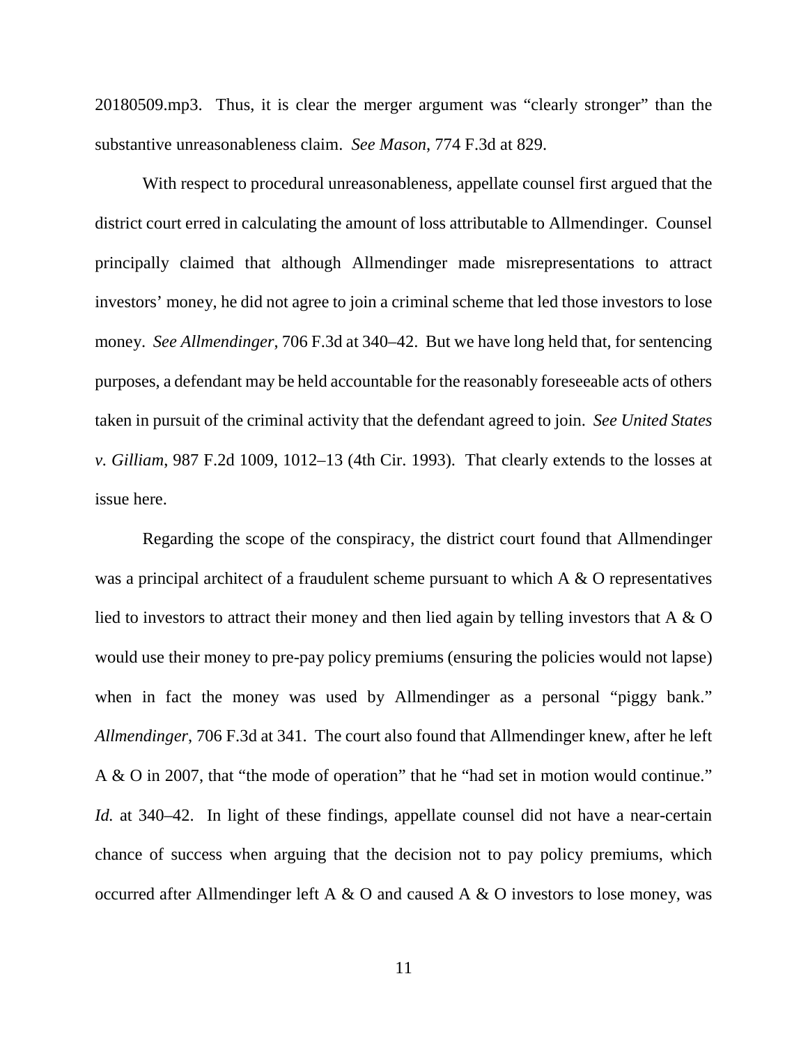20180509.mp3. Thus, it is clear the merger argument was "clearly stronger" than the substantive unreasonableness claim. *See Mason*, 774 F.3d at 829.

With respect to procedural unreasonableness, appellate counsel first argued that the district court erred in calculating the amount of loss attributable to Allmendinger. Counsel principally claimed that although Allmendinger made misrepresentations to attract investors' money, he did not agree to join a criminal scheme that led those investors to lose money. *See Allmendinger*, 706 F.3d at 340–42. But we have long held that, for sentencing purposes, a defendant may be held accountable for the reasonably foreseeable acts of others taken in pursuit of the criminal activity that the defendant agreed to join. *See United States v. Gilliam*, 987 F.2d 1009, 1012–13 (4th Cir. 1993). That clearly extends to the losses at issue here.

Regarding the scope of the conspiracy, the district court found that Allmendinger was a principal architect of a fraudulent scheme pursuant to which A & O representatives lied to investors to attract their money and then lied again by telling investors that A & O would use their money to pre-pay policy premiums (ensuring the policies would not lapse) when in fact the money was used by Allmendinger as a personal "piggy bank." *Allmendinger*, 706 F.3d at 341. The court also found that Allmendinger knew, after he left A & O in 2007, that "the mode of operation" that he "had set in motion would continue." *Id.* at 340–42. In light of these findings, appellate counsel did not have a near-certain chance of success when arguing that the decision not to pay policy premiums, which occurred after Allmendinger left A & O and caused A & O investors to lose money, was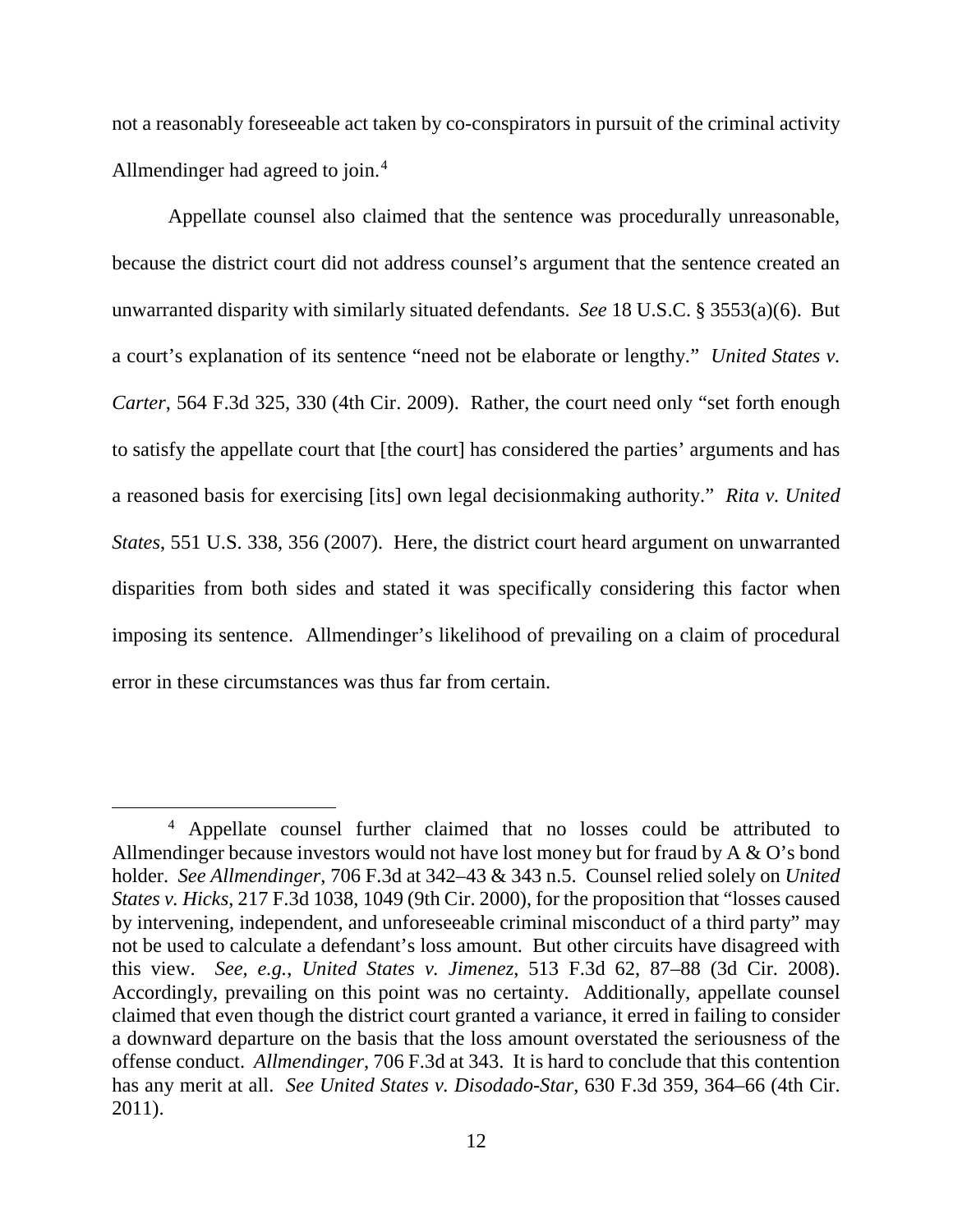not a reasonably foreseeable act taken by co-conspirators in pursuit of the criminal activity Allmendinger had agreed to join.[4]

Appellate counsel also claimed that the sentence was procedurally unreasonable, because the district court did not address counsel's argument that the sentence created an unwarranted disparity with similarly situated defendants. *See* 18 U.S.C. § 3553(a)(6). But a court's explanation of its sentence "need not be elaborate or lengthy." *United States v. Carter*, 564 F.3d 325, 330 (4th Cir. 2009). Rather, the court need only "set forth enough to satisfy the appellate court that [the court] has considered the parties' arguments and has a reasoned basis for exercising [its] own legal decisionmaking authority." *Rita v. United States*, 551 U.S. 338, 356 (2007). Here, the district court heard argument on unwarranted disparities from both sides and stated it was specifically considering this factor when imposing its sentence. Allmendinger's likelihood of prevailing on a claim of procedural error in these circumstances was thus far from certain.

---

[4] Appellate counsel further claimed that no losses could be attributed to Allmendinger because investors would not have lost money but for fraud by A & O's bond holder. *See Allmendinger*, 706 F.3d at 342–43 & 343 n.5. Counsel relied solely on *United States v. Hicks*, 217 F.3d 1038, 1049 (9th Cir. 2000), for the proposition that "losses caused by intervening, independent, and unforeseeable criminal misconduct of a third party" may not be used to calculate a defendant's loss amount. But other circuits have disagreed with this view. *See, e.g.*, *United States v. Jimenez*, 513 F.3d 62, 87–88 (3d Cir. 2008). Accordingly, prevailing on this point was no certainty. Additionally, appellate counsel claimed that even though the district court granted a variance, it erred in failing to consider a downward departure on the basis that the loss amount overstated the seriousness of the offense conduct. *Allmendinger*, 706 F.3d at 343. It is hard to conclude that this contention has any merit at all. *See United States v. Disodado-Star*, 630 F.3d 359, 364–66 (4th Cir. 2011).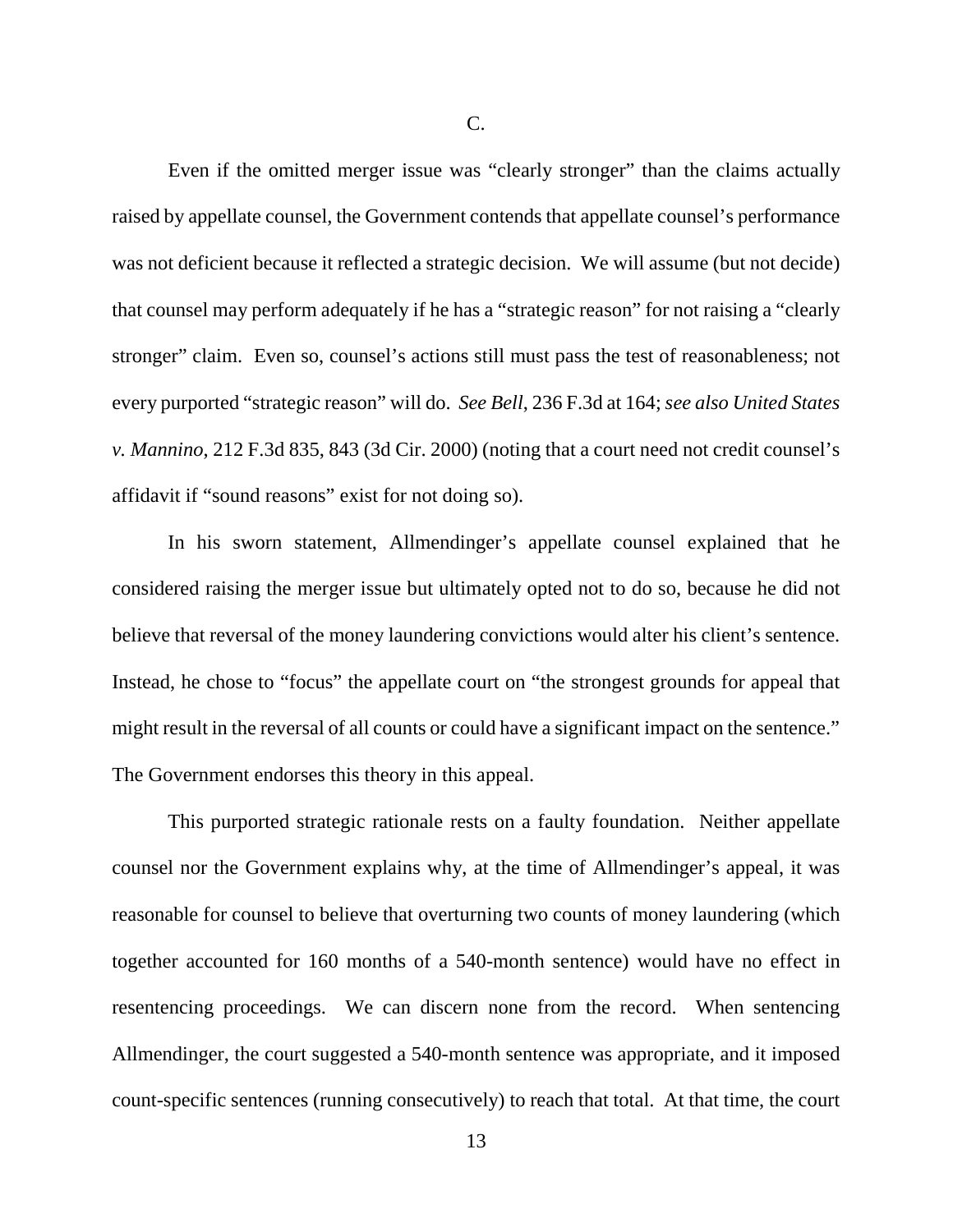C.

Even if the omitted merger issue was "clearly stronger" than the claims actually raised by appellate counsel, the Government contends that appellate counsel's performance was not deficient because it reflected a strategic decision. We will assume (but not decide) that counsel may perform adequately if he has a "strategic reason" for not raising a "clearly stronger" claim. Even so, counsel's actions still must pass the test of reasonableness; not every purported "strategic reason" will do. *See Bell*, 236 F.3d at 164; *see also United States v. Mannino*, 212 F.3d 835, 843 (3d Cir. 2000) (noting that a court need not credit counsel's affidavit if "sound reasons" exist for not doing so).

In his sworn statement, Allmendinger's appellate counsel explained that he considered raising the merger issue but ultimately opted not to do so, because he did not believe that reversal of the money laundering convictions would alter his client's sentence. Instead, he chose to "focus" the appellate court on "the strongest grounds for appeal that might result in the reversal of all counts or could have a significant impact on the sentence." The Government endorses this theory in this appeal.

This purported strategic rationale rests on a faulty foundation. Neither appellate counsel nor the Government explains why, at the time of Allmendinger's appeal, it was reasonable for counsel to believe that overturning two counts of money laundering (which together accounted for 160 months of a 540-month sentence) would have no effect in resentencing proceedings. We can discern none from the record. When sentencing Allmendinger, the court suggested a 540-month sentence was appropriate, and it imposed count-specific sentences (running consecutively) to reach that total. At that time, the court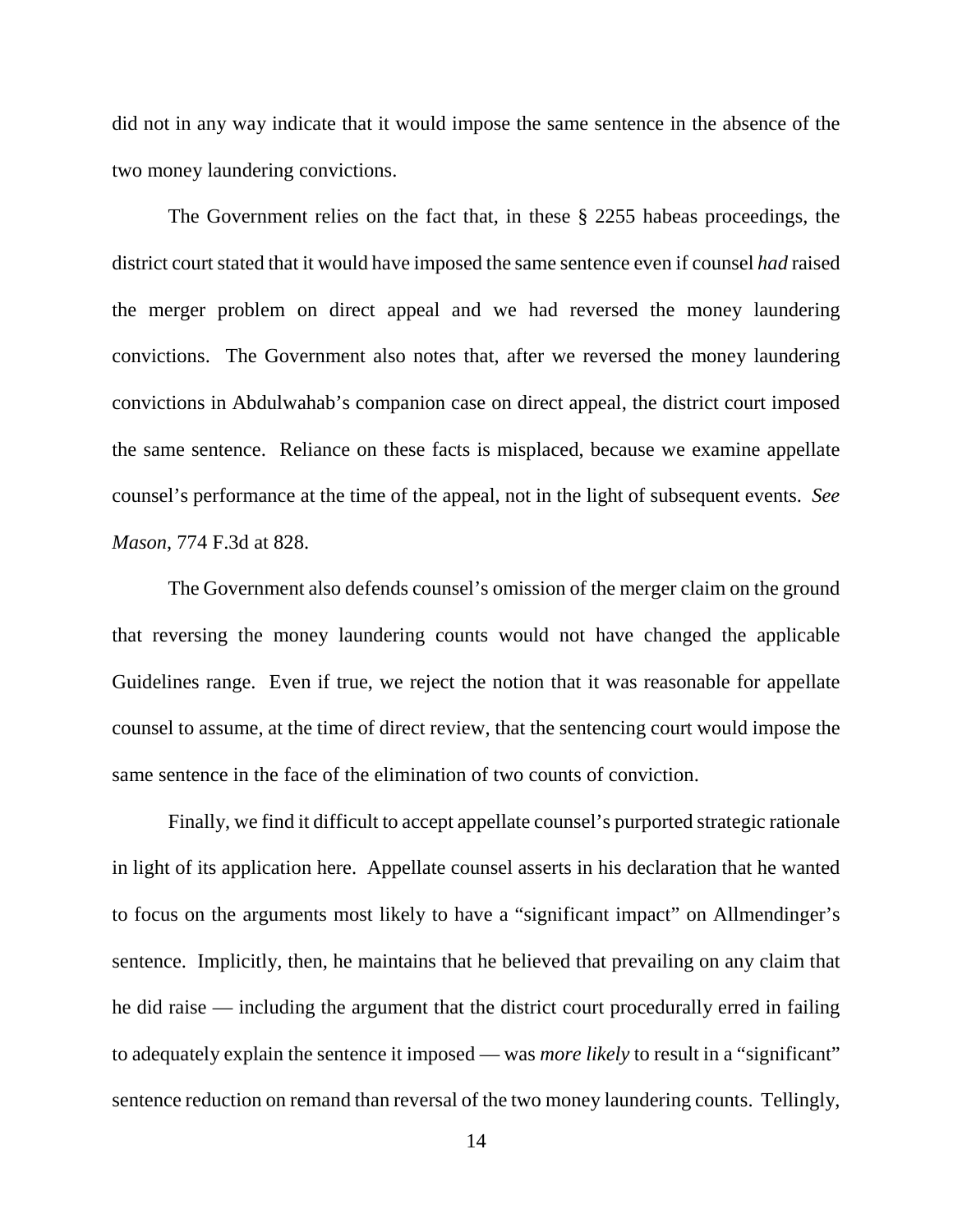did not in any way indicate that it would impose the same sentence in the absence of the two money laundering convictions.

The Government relies on the fact that, in these § 2255 habeas proceedings, the district court stated that it would have imposed the same sentence even if counsel *had* raised the merger problem on direct appeal and we had reversed the money laundering convictions. The Government also notes that, after we reversed the money laundering convictions in Abdulwahab's companion case on direct appeal, the district court imposed the same sentence. Reliance on these facts is misplaced, because we examine appellate counsel's performance at the time of the appeal, not in the light of subsequent events. *See Mason*, 774 F.3d at 828.

The Government also defends counsel's omission of the merger claim on the ground that reversing the money laundering counts would not have changed the applicable Guidelines range. Even if true, we reject the notion that it was reasonable for appellate counsel to assume, at the time of direct review, that the sentencing court would impose the same sentence in the face of the elimination of two counts of conviction.

Finally, we find it difficult to accept appellate counsel's purported strategic rationale in light of its application here. Appellate counsel asserts in his declaration that he wanted to focus on the arguments most likely to have a "significant impact" on Allmendinger's sentence. Implicitly, then, he maintains that he believed that prevailing on any claim that he did raise — including the argument that the district court procedurally erred in failing to adequately explain the sentence it imposed — was *more likely* to result in a "significant" sentence reduction on remand than reversal of the two money laundering counts. Tellingly,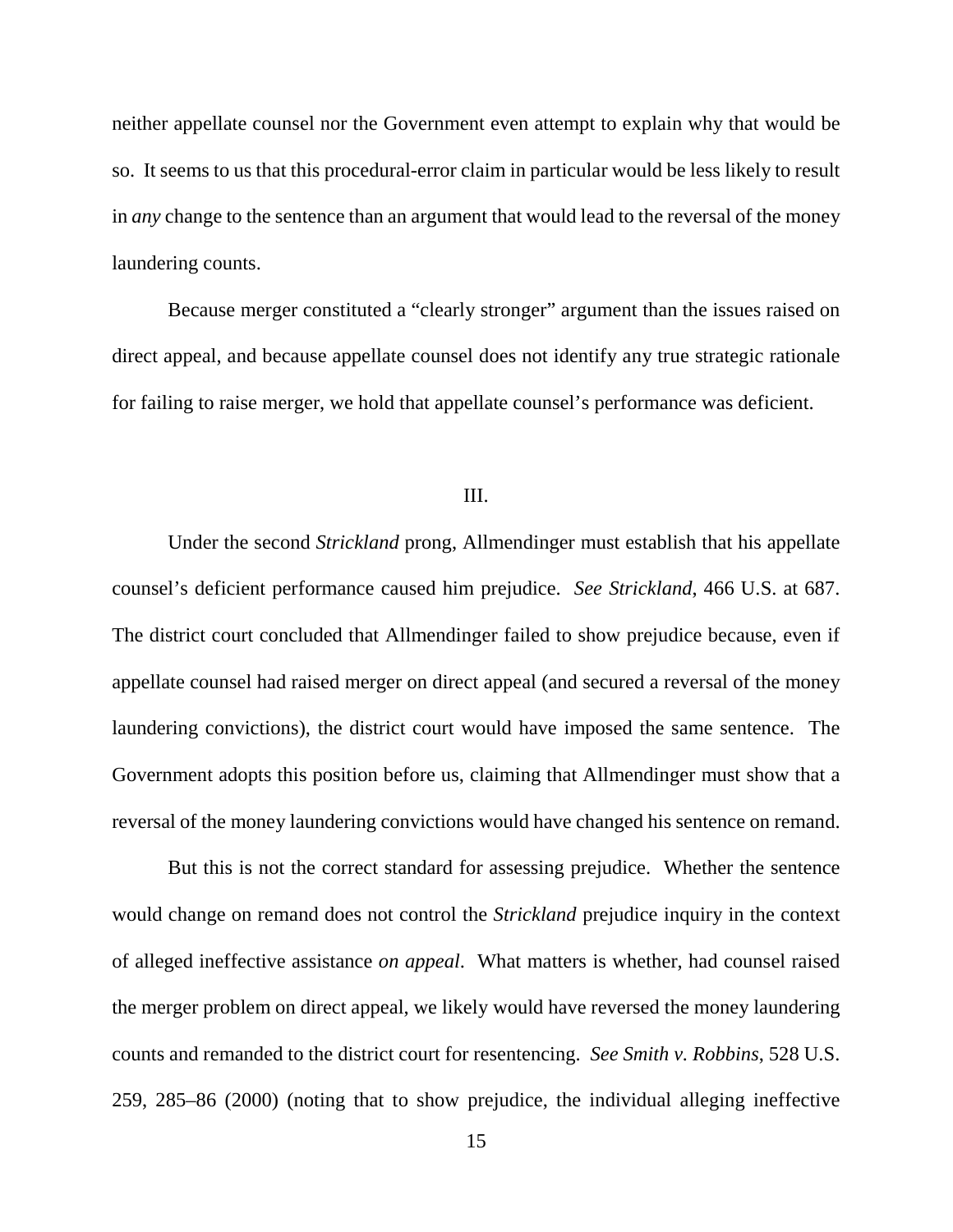neither appellate counsel nor the Government even attempt to explain why that would be so. It seems to us that this procedural-error claim in particular would be less likely to result in *any* change to the sentence than an argument that would lead to the reversal of the money laundering counts.

Because merger constituted a "clearly stronger" argument than the issues raised on direct appeal, and because appellate counsel does not identify any true strategic rationale for failing to raise merger, we hold that appellate counsel's performance was deficient.

## III.

Under the second *Strickland* prong, Allmendinger must establish that his appellate counsel's deficient performance caused him prejudice. *See Strickland*, 466 U.S. at 687. The district court concluded that Allmendinger failed to show prejudice because, even if appellate counsel had raised merger on direct appeal (and secured a reversal of the money laundering convictions), the district court would have imposed the same sentence. The Government adopts this position before us, claiming that Allmendinger must show that a reversal of the money laundering convictions would have changed his sentence on remand.

But this is not the correct standard for assessing prejudice. Whether the sentence would change on remand does not control the *Strickland* prejudice inquiry in the context of alleged ineffective assistance *on appeal*. What matters is whether, had counsel raised the merger problem on direct appeal, we likely would have reversed the money laundering counts and remanded to the district court for resentencing. *See Smith v. Robbins*, 528 U.S. 259, 285–86 (2000) (noting that to show prejudice, the individual alleging ineffective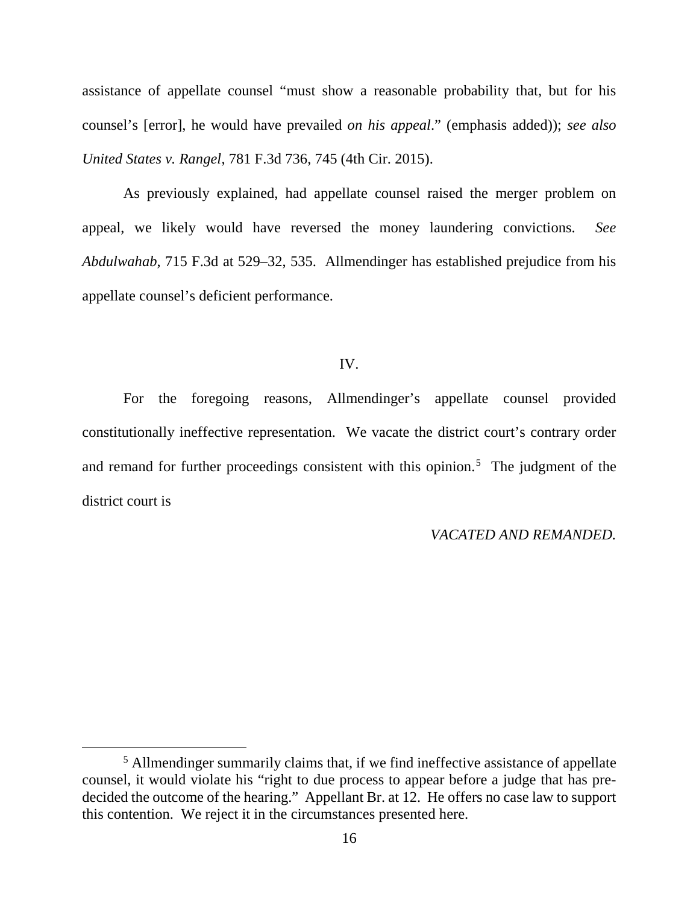assistance of appellate counsel "must show a reasonable probability that, but for his counsel's [error], he would have prevailed *on his appeal*." (emphasis added)); *see also United States v. Rangel*, 781 F.3d 736, 745 (4th Cir. 2015).

As previously explained, had appellate counsel raised the merger problem on appeal, we likely would have reversed the money laundering convictions. *See Abdulwahab*, 715 F.3d at 529–32, 535. Allmendinger has established prejudice from his appellate counsel's deficient performance.

## IV.

For the foregoing reasons, Allmendinger's appellate counsel provided constitutionally ineffective representation. We vacate the district court's contrary order and remand for further proceedings consistent with this opinion.[5] The judgment of the district court is

*VACATED AND REMANDED.*

---

[5] Allmendinger summarily claims that, if we find ineffective assistance of appellate counsel, it would violate his "right to due process to appear before a judge that has pre-decided the outcome of the hearing." Appellant Br. at 12. He offers no case law to support this contention. We reject it in the circumstances presented here.